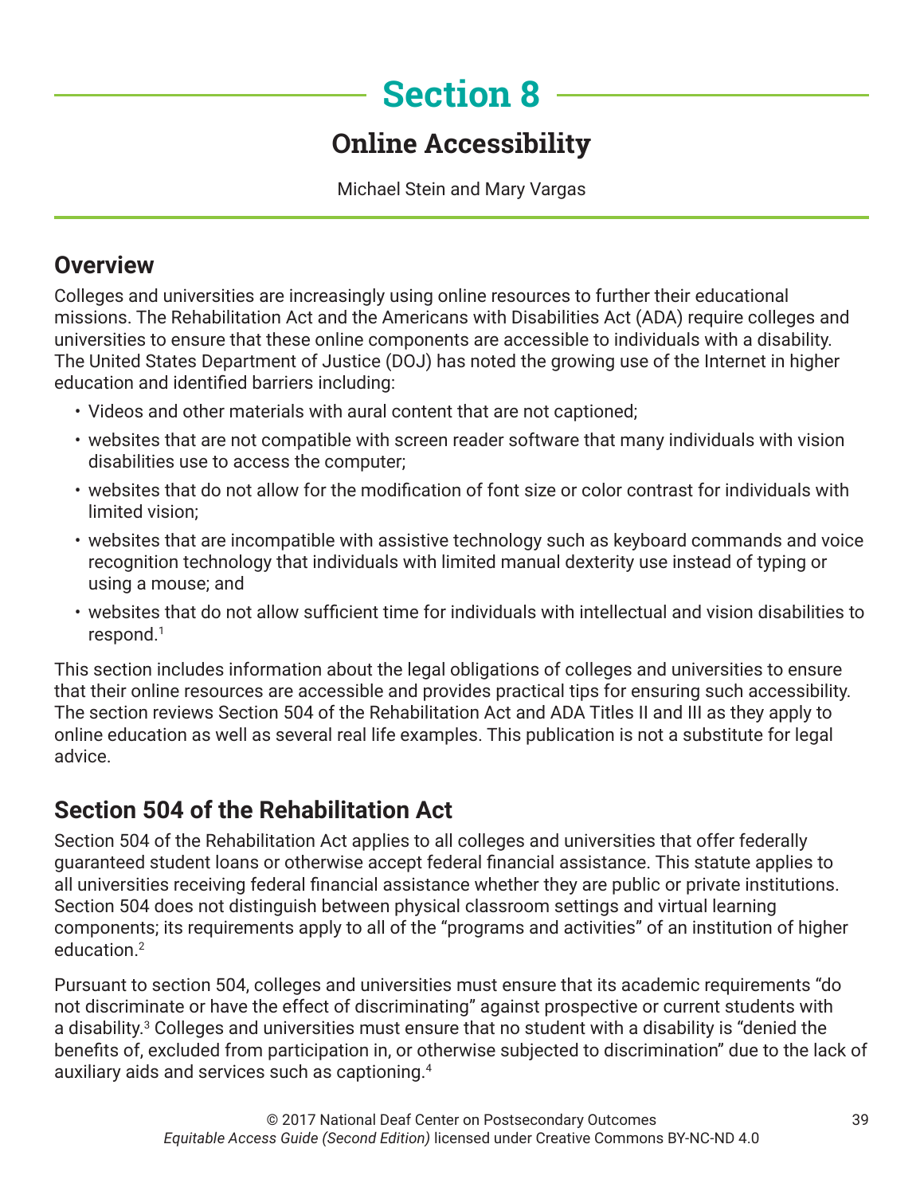# Section 8

## Online Accessibility

Michael Stein and Mary Vargas

## Overview

Colleges and universities are increasingly using online resources to further their educational missions. The Rehabilitation Act and the Americans with Disabilities Act (ADA) require colleges and universities to ensure that these online components are accessible to individuals with a disability. The United States Department of Justice (DOJ) has noted the growing use of the Internet in higher education and identified barriers including:

- Videos and other materials with aural content that are not captioned;
- websites that are not compatible with screen reader software that many individuals with vision disabilities use to access the computer;
- websites that do not allow for the modification of font size or color contrast for individuals with limited vision;
- websites that are incompatible with assistive technology such as keyboard commands and voice recognition technology that individuals with limited manual dexterity use instead of typing or using a mouse; and
- websites that do not allow sufficient time for individuals with intellectual and vision disabilities to respond.[1]

This section includes information about the legal obligations of colleges and universities to ensure that their online resources are accessible and provides practical tips for ensuring such accessibility. The section reviews Section 504 of the Rehabilitation Act and ADA Titles II and III as they apply to online education as well as several real life examples. This publication is not a substitute for legal advice.

## Section 504 of the Rehabilitation Act

Section 504 of the Rehabilitation Act applies to all colleges and universities that offer federally guaranteed student loans or otherwise accept federal financial assistance. This statute applies to all universities receiving federal financial assistance whether they are public or private institutions. Section 504 does not distinguish between physical classroom settings and virtual learning components; its requirements apply to all of the "programs and activities" of an institution of higher education.[2]

Pursuant to section 504, colleges and universities must ensure that its academic requirements "do not discriminate or have the effect of discriminating" against prospective or current students with a disability.[3] Colleges and universities must ensure that no student with a disability is "denied the benefits of, excluded from participation in, or otherwise subjected to discrimination" due to the lack of auxiliary aids and services such as captioning.[4]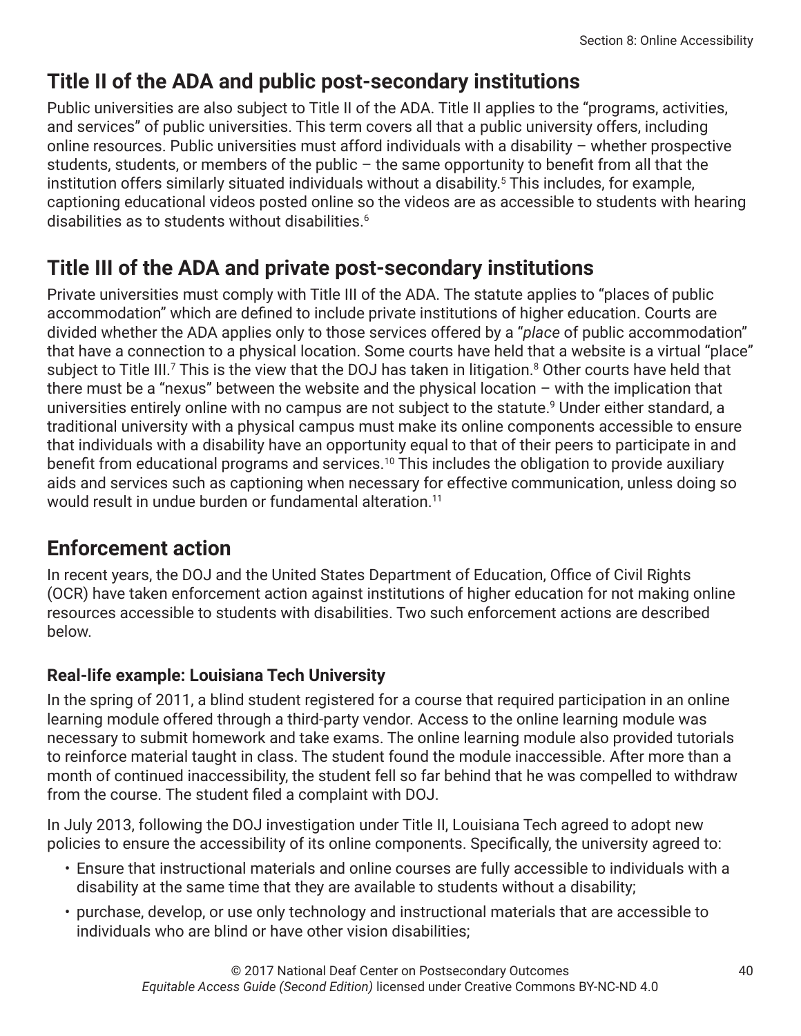## Title II of the ADA and public post-secondary institutions

Public universities are also subject to Title II of the ADA. Title II applies to the "programs, activities, and services" of public universities. This term covers all that a public university offers, including online resources. Public universities must afford individuals with a disability – whether prospective students, students, or members of the public – the same opportunity to benefit from all that the institution offers similarly situated individuals without a disability.[5] This includes, for example, captioning educational videos posted online so the videos are as accessible to students with hearing disabilities as to students without disabilities.[6]

## Title III of the ADA and private post-secondary institutions

Private universities must comply with Title III of the ADA. The statute applies to "places of public accommodation" which are defined to include private institutions of higher education. Courts are divided whether the ADA applies only to those services offered by a "*place* of public accommodation" that have a connection to a physical location. Some courts have held that a website is a virtual "place" subject to Title III.[7] This is the view that the DOJ has taken in litigation.[8] Other courts have held that there must be a "nexus" between the website and the physical location – with the implication that universities entirely online with no campus are not subject to the statute.[9] Under either standard, a traditional university with a physical campus must make its online components accessible to ensure that individuals with a disability have an opportunity equal to that of their peers to participate in and benefit from educational programs and services.[10] This includes the obligation to provide auxiliary aids and services such as captioning when necessary for effective communication, unless doing so would result in undue burden or fundamental alteration.[11]

## Enforcement action

In recent years, the DOJ and the United States Department of Education, Office of Civil Rights (OCR) have taken enforcement action against institutions of higher education for not making online resources accessible to students with disabilities. Two such enforcement actions are described below.

### Real-life example: Louisiana Tech University

In the spring of 2011, a blind student registered for a course that required participation in an online learning module offered through a third-party vendor. Access to the online learning module was necessary to submit homework and take exams. The online learning module also provided tutorials to reinforce material taught in class. The student found the module inaccessible. After more than a month of continued inaccessibility, the student fell so far behind that he was compelled to withdraw from the course. The student filed a complaint with DOJ.

In July 2013, following the DOJ investigation under Title II, Louisiana Tech agreed to adopt new policies to ensure the accessibility of its online components. Specifically, the university agreed to:

- Ensure that instructional materials and online courses are fully accessible to individuals with a disability at the same time that they are available to students without a disability;
- purchase, develop, or use only technology and instructional materials that are accessible to individuals who are blind or have other vision disabilities;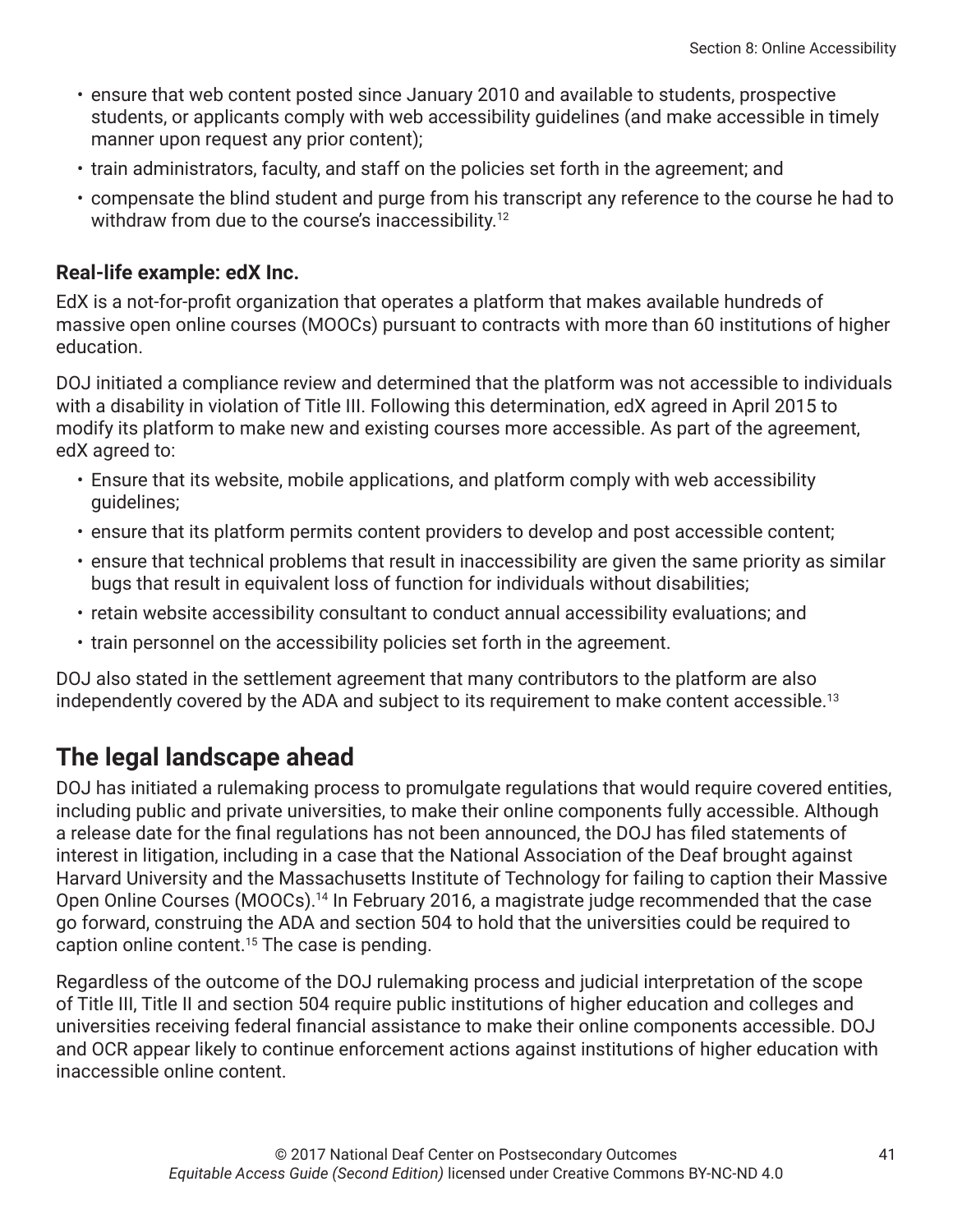- ensure that web content posted since January 2010 and available to students, prospective students, or applicants comply with web accessibility guidelines (and make accessible in timely manner upon request any prior content);
- train administrators, faculty, and staff on the policies set forth in the agreement; and
- compensate the blind student and purge from his transcript any reference to the course he had to withdraw from due to the course's inaccessibility.[12]

**Real-life example: edX Inc.**

EdX is a not-for-profit organization that operates a platform that makes available hundreds of massive open online courses (MOOCs) pursuant to contracts with more than 60 institutions of higher education.

DOJ initiated a compliance review and determined that the platform was not accessible to individuals with a disability in violation of Title III. Following this determination, edX agreed in April 2015 to modify its platform to make new and existing courses more accessible. As part of the agreement, edX agreed to:

- Ensure that its website, mobile applications, and platform comply with web accessibility guidelines;
- ensure that its platform permits content providers to develop and post accessible content;
- ensure that technical problems that result in inaccessibility are given the same priority as similar bugs that result in equivalent loss of function for individuals without disabilities;
- retain website accessibility consultant to conduct annual accessibility evaluations; and
- train personnel on the accessibility policies set forth in the agreement.

DOJ also stated in the settlement agreement that many contributors to the platform are also independently covered by the ADA and subject to its requirement to make content accessible.[13]

## The legal landscape ahead

DOJ has initiated a rulemaking process to promulgate regulations that would require covered entities, including public and private universities, to make their online components fully accessible. Although a release date for the final regulations has not been announced, the DOJ has filed statements of interest in litigation, including in a case that the National Association of the Deaf brought against Harvard University and the Massachusetts Institute of Technology for failing to caption their Massive Open Online Courses (MOOCs).[14] In February 2016, a magistrate judge recommended that the case go forward, construing the ADA and section 504 to hold that the universities could be required to caption online content.[15] The case is pending.

Regardless of the outcome of the DOJ rulemaking process and judicial interpretation of the scope of Title III, Title II and section 504 require public institutions of higher education and colleges and universities receiving federal financial assistance to make their online components accessible. DOJ and OCR appear likely to continue enforcement actions against institutions of higher education with inaccessible online content.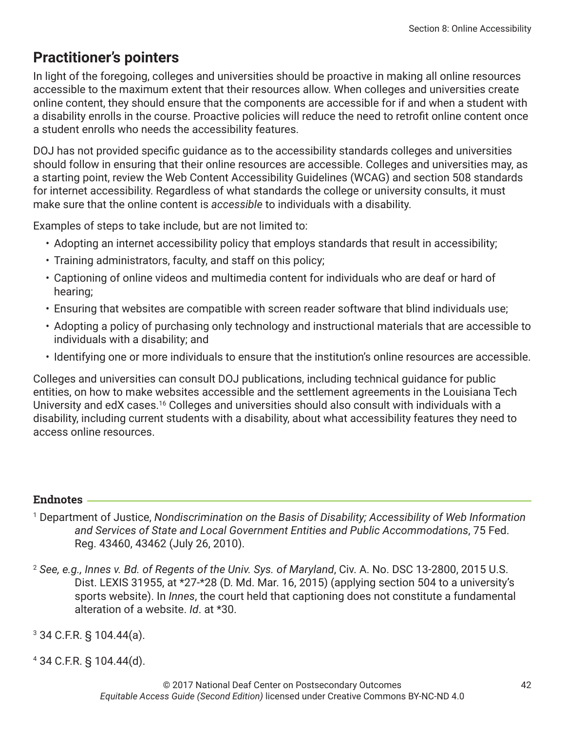## Practitioner's pointers

In light of the foregoing, colleges and universities should be proactive in making all online resources accessible to the maximum extent that their resources allow. When colleges and universities create online content, they should ensure that the components are accessible for if and when a student with a disability enrolls in the course. Proactive policies will reduce the need to retrofit online content once a student enrolls who needs the accessibility features.

DOJ has not provided specific guidance as to the accessibility standards colleges and universities should follow in ensuring that their online resources are accessible. Colleges and universities may, as a starting point, review the Web Content Accessibility Guidelines (WCAG) and section 508 standards for internet accessibility. Regardless of what standards the college or university consults, it must make sure that the online content is *accessible* to individuals with a disability.

Examples of steps to take include, but are not limited to:

- Adopting an internet accessibility policy that employs standards that result in accessibility;
- Training administrators, faculty, and staff on this policy;
- Captioning of online videos and multimedia content for individuals who are deaf or hard of hearing;
- Ensuring that websites are compatible with screen reader software that blind individuals use;
- Adopting a policy of purchasing only technology and instructional materials that are accessible to individuals with a disability; and
- Identifying one or more individuals to ensure that the institution's online resources are accessible.

Colleges and universities can consult DOJ publications, including technical guidance for public entities, on how to make websites accessible and the settlement agreements in the Louisiana Tech University and edX cases.[16] Colleges and universities should also consult with individuals with a disability, including current students with a disability, about what accessibility features they need to access online resources.

**Endnotes**

[1] Department of Justice, *Nondiscrimination on the Basis of Disability; Accessibility of Web Information and Services of State and Local Government Entities and Public Accommodations*, 75 Fed. Reg. 43460, 43462 (July 26, 2010).

[2] *See, e.g., Innes v. Bd. of Regents of the Univ. Sys. of Maryland*, Civ. A. No. DSC 13-2800, 2015 U.S. Dist. LEXIS 31955, at *27-*28 (D. Md. Mar. 16, 2015) (applying section 504 to a university's sports website). In *Innes*, the court held that captioning does not constitute a fundamental alteration of a website. *Id*. at *30.

[3] 34 C.F.R. § 104.44(a).

[4] 34 C.F.R. § 104.44(d).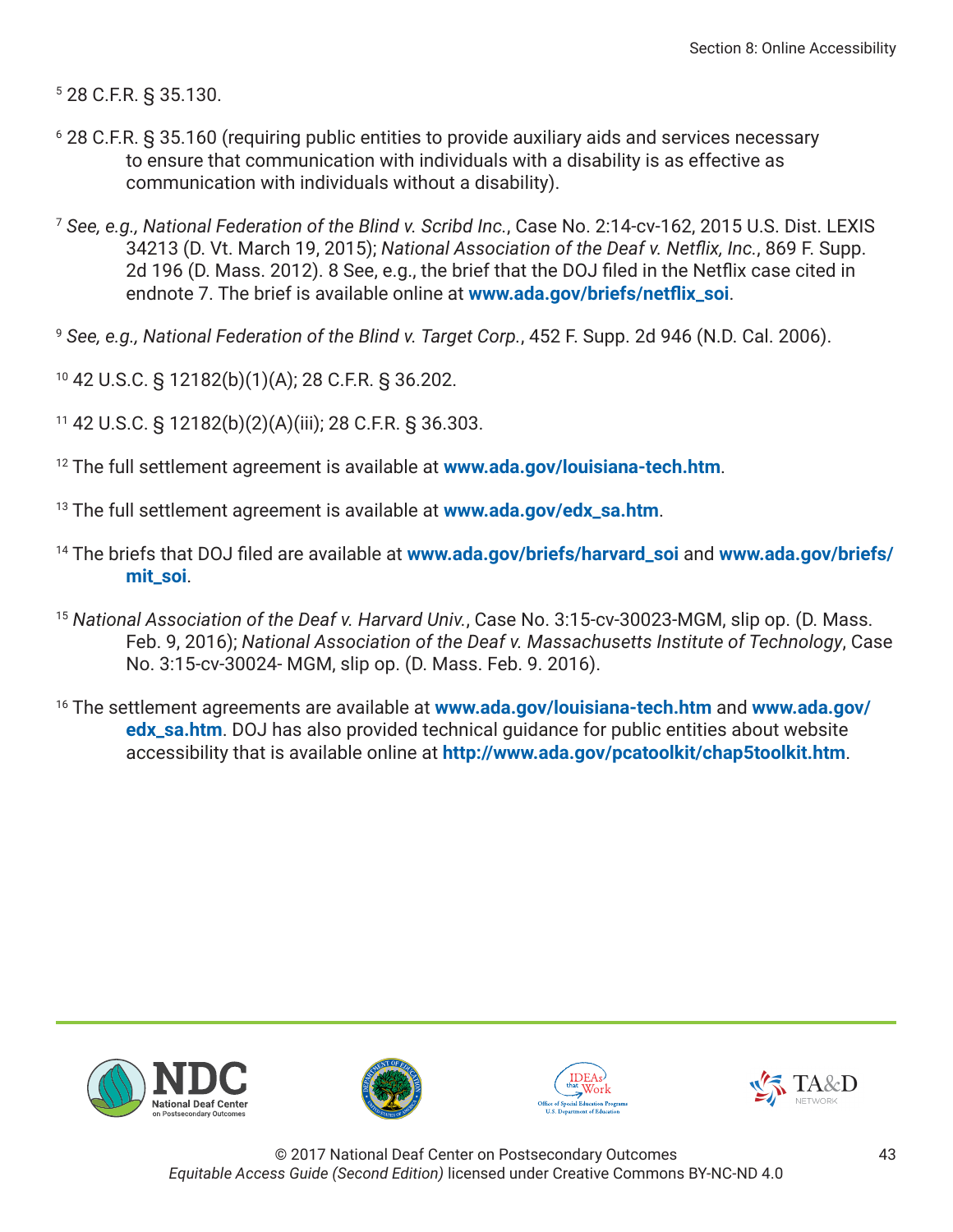[5] 28 C.F.R. § 35.130.

[6] 28 C.F.R. § 35.160 (requiring public entities to provide auxiliary aids and services necessary to ensure that communication with individuals with a disability is as effective as communication with individuals without a disability).

[7] *See, e.g., National Federation of the Blind v. Scribd Inc.*, Case No. 2:14-cv-162, 2015 U.S. Dist. LEXIS 34213 (D. Vt. March 19, 2015); *National Association of the Deaf v. Netflix, Inc.*, 869 F. Supp. 2d 196 (D. Mass. 2012). 8 See, e.g., the brief that the DOJ filed in the Netflix case cited in endnote 7. The brief is available online at **www.ada.gov/briefs/netflix_soi**.

[9] *See, e.g., National Federation of the Blind v. Target Corp.*, 452 F. Supp. 2d 946 (N.D. Cal. 2006).

[10] 42 U.S.C. § 12182(b)(1)(A); 28 C.F.R. § 36.202.

[11] 42 U.S.C. § 12182(b)(2)(A)(iii); 28 C.F.R. § 36.303.

[12] The full settlement agreement is available at **www.ada.gov/louisiana-tech.htm**.

[13] The full settlement agreement is available at **www.ada.gov/edx_sa.htm**.

[14] The briefs that DOJ filed are available at **www.ada.gov/briefs/harvard_soi** and **www.ada.gov/briefs/mit_soi**.

[15] *National Association of the Deaf v. Harvard Univ.*, Case No. 3:15-cv-30023-MGM, slip op. (D. Mass. Feb. 9, 2016); *National Association of the Deaf v. Massachusetts Institute of Technology*, Case No. 3:15-cv-30024- MGM, slip op. (D. Mass. Feb. 9. 2016).

[16] The settlement agreements are available at **www.ada.gov/louisiana-tech.htm** and **www.ada.gov/edx_sa.htm**. DOJ has also provided technical guidance for public entities about website accessibility that is available online at **http://www.ada.gov/pcatoolkit/chap5toolkit.htm**.

© 2017 National Deaf Center on Postsecondary Outcomes
*Equitable Access Guide (Second Edition)* licensed under Creative Commons BY-NC-ND 4.0